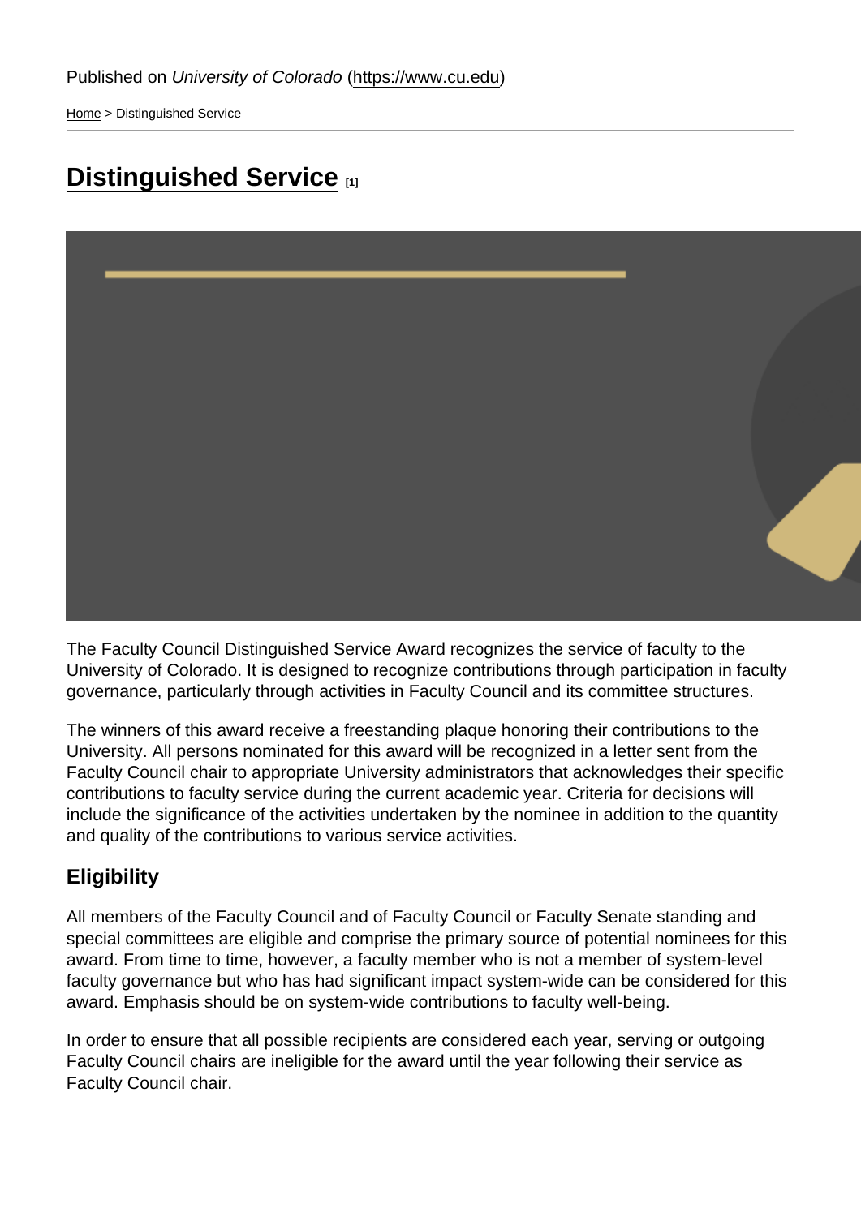Published on *University of Colorado* (https://www.cu.edu)

Home > Distinguished Service

# Distinguished Service [1]

The Faculty Council Distinguished Service Award recognizes the service of faculty to the University of Colorado. It is designed to recognize contributions through participation in faculty governance, particularly through activities in Faculty Council and its committee structures.

The winners of this award receive a freestanding plaque honoring their contributions to the University. All persons nominated for this award will be recognized in a letter sent from the Faculty Council chair to appropriate University administrators that acknowledges their specific contributions to faculty service during the current academic year. Criteria for decisions will include the significance of the activities undertaken by the nominee in addition to the quantity and quality of the contributions to various service activities.

## Eligibility

All members of the Faculty Council and of Faculty Council or Faculty Senate standing and special committees are eligible and comprise the primary source of potential nominees for this award. From time to time, however, a faculty member who is not a member of system-level faculty governance but who has had significant impact system-wide can be considered for this award. Emphasis should be on system-wide contributions to faculty well-being.

In order to ensure that all possible recipients are considered each year, serving or outgoing Faculty Council chairs are ineligible for the award until the year following their service as Faculty Council chair.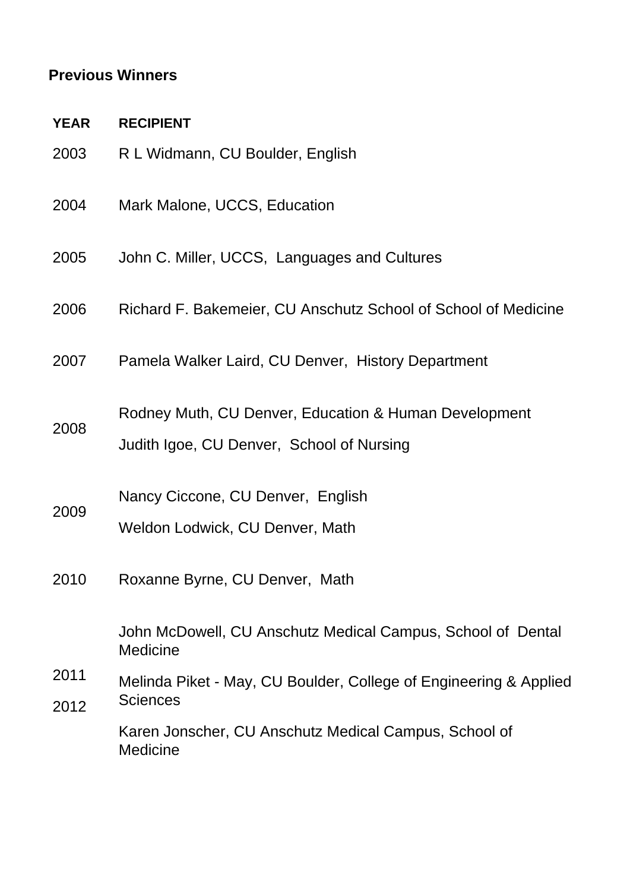**Previous Winners**

| YEAR | RECIPIENT |
| --- | --- |
| 2003 | R L Widmann, CU Boulder, English |
| 2004 | Mark Malone, UCCS, Education |
| 2005 | John C. Miller, UCCS, Languages and Cultures |
| 2006 | Richard F. Bakemeier, CU Anschutz School of School of Medicine |
| 2007 | Pamela Walker Laird, CU Denver, History Department |
| 2008 | Rodney Muth, CU Denver, Education & Human Development<br>Judith Igoe, CU Denver, School of Nursing |
| 2009 | Nancy Ciccone, CU Denver, English<br>Weldon Lodwick, CU Denver, Math |
| 2010 | Roxanne Byrne, CU Denver, Math |
| 2011<br>2012 | John McDowell, CU Anschutz Medical Campus, School of Dental Medicine<br>Melinda Piket - May, CU Boulder, College of Engineering & Applied Sciences<br>Karen Jonscher, CU Anschutz Medical Campus, School of Medicine |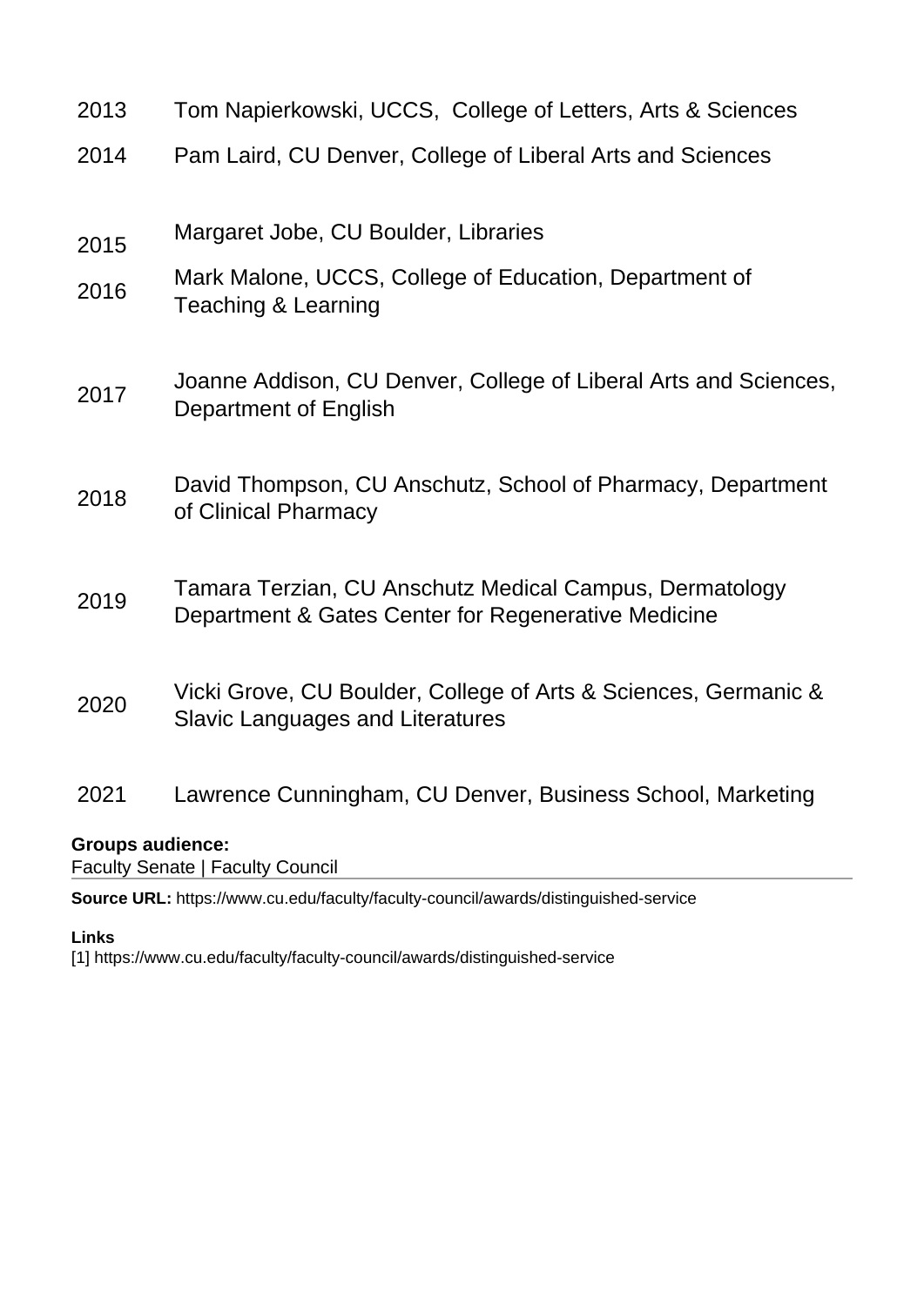| | |
|---|---|
| 2013 | Tom Napierkowski, UCCS, College of Letters, Arts & Sciences |
| 2014 | Pam Laird, CU Denver, College of Liberal Arts and Sciences |
| 2015 | Margaret Jobe, CU Boulder, Libraries |
| 2016 | Mark Malone, UCCS, College of Education, Department of Teaching & Learning |
| 2017 | Joanne Addison, CU Denver, College of Liberal Arts and Sciences, Department of English |
| 2018 | David Thompson, CU Anschutz, School of Pharmacy, Department of Clinical Pharmacy |
| 2019 | Tamara Terzian, CU Anschutz Medical Campus, Dermatology Department & Gates Center for Regenerative Medicine |
| 2020 | Vicki Grove, CU Boulder, College of Arts & Sciences, Germanic & Slavic Languages and Literatures |
| 2021 | Lawrence Cunningham, CU Denver, Business School, Marketing |

**Groups audience:**
Faculty Senate | Faculty Council

**Source URL:** https://www.cu.edu/faculty/faculty-council/awards/distinguished-service

**Links**
[1] https://www.cu.edu/faculty/faculty-council/awards/distinguished-service